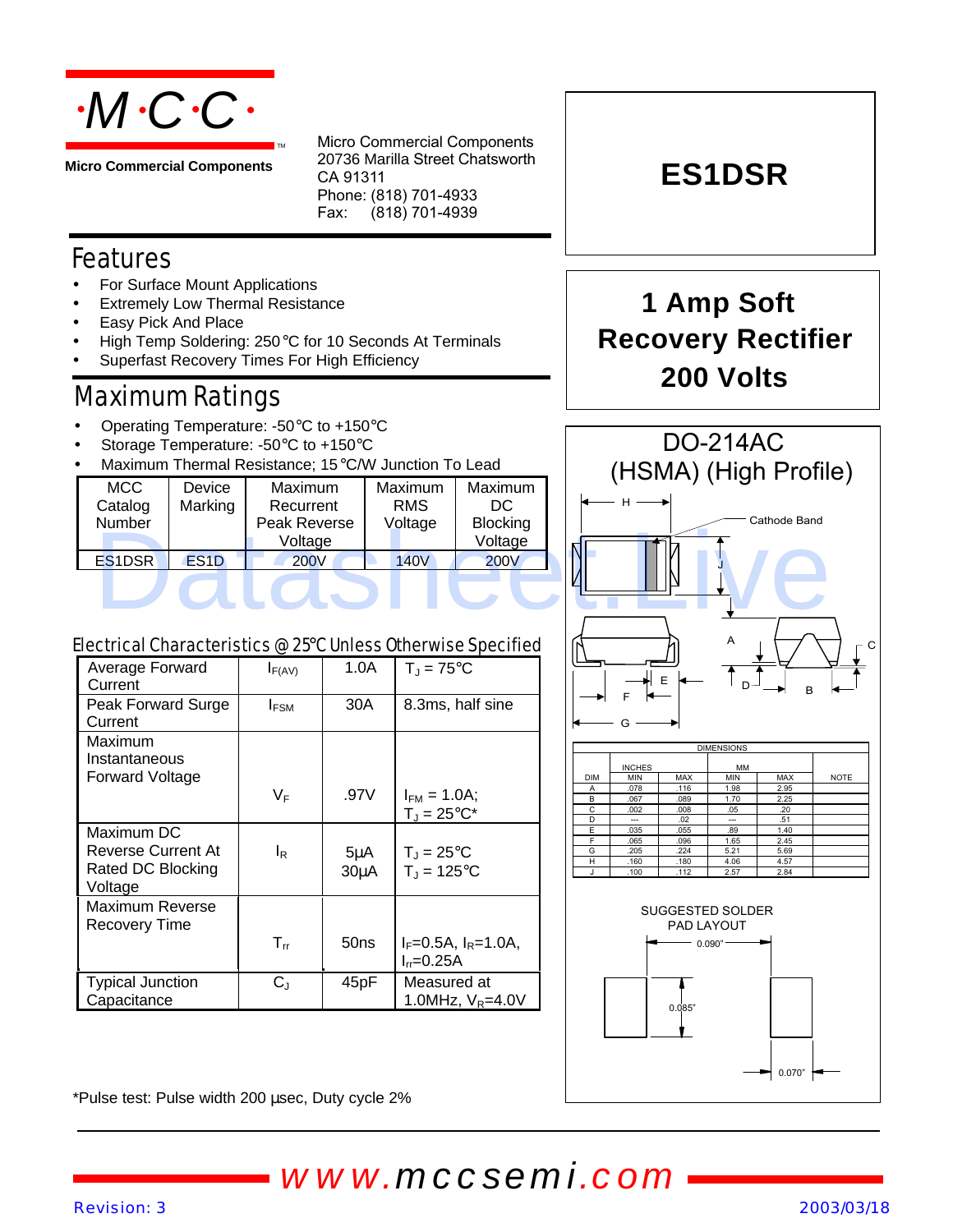**·M·C·C·**

**Micro Commercial Components**

Micro Commercial Components
20736 Marilla Street Chatsworth
CA 91311
Phone: (818) 701-4933
Fax: (818) 701-4939

# ES1DSR

## 1 Amp Soft Recovery Rectifier 200 Volts

## Features

- For Surface Mount Applications
- Extremely Low Thermal Resistance
- Easy Pick And Place
- High Temp Soldering: 250°C for 10 Seconds At Terminals
- Superfast Recovery Times For High Efficiency

## Maximum Ratings

- Operating Temperature: -50°C to +150°C
- Storage Temperature: -50°C to +150°C
- Maximum Thermal Resistance; 15°C/W Junction To Lead

| MCC Catalog Number | Device Marking | Maximum Recurrent Peak Reverse Voltage | Maximum RMS Voltage | Maximum DC Blocking Voltage |
|---|---|---|---|---|
| ES1DSR | ES1D | 200V | 140V | 200V |

## Electrical Characteristics @ 25°C Unless Otherwise Specified

| | | | |
|---|---|---|---|
| Average Forward Current | $I_{F(AV)}$ | 1.0A | $T_J$ = 75°C |
| Peak Forward Surge Current | $I_{FSM}$ | 30A | 8.3ms, half sine |
| Maximum Instantaneous Forward Voltage | $V_F$ | .97V | $I_{FM}$ = 1.0A; $T_J$ = 25°C* |
| Maximum DC Reverse Current At Rated DC Blocking Voltage | $I_R$ | 5μA<br>30μA | $T_J$ = 25°C<br>$T_J$ = 125°C |
| Maximum Reverse Recovery Time | $T_{rr}$ | 50ns | $I_F$=0.5A, $I_R$=1.0A, $I_{rr}$=0.25A |
| Typical Junction Capacitance | $C_J$ | 45pF | Measured at 1.0MHz, $V_R$=4.0V |

*Pulse test: Pulse width 200 μsec, Duty cycle 2%

## DO-214AC (HSMA) (High Profile)

Cathode Band

| DIM | INCHES MIN | INCHES MAX | MM MIN | MM MAX | NOTE |
|---|---|---|---|---|---|
| A | .078 | .116 | 1.98 | 2.95 | |
| B | .067 | .089 | 1.70 | 2.25 | |
| C | .002 | .008 | .05 | .20 | |
| D | --- | .02 | --- | .51 | |
| E | .035 | .055 | .89 | 1.40 | |
| F | .065 | .096 | 1.65 | 2.45 | |
| G | .205 | .224 | 5.21 | 5.69 | |
| H | .160 | .180 | 4.06 | 4.57 | |
| J | .100 | .112 | 2.57 | 2.84 | |

SUGGESTED SOLDER PAD LAYOUT

0.090"

0.085"

0.070"

www.mccsemi.com

Revision: 3

2003/03/18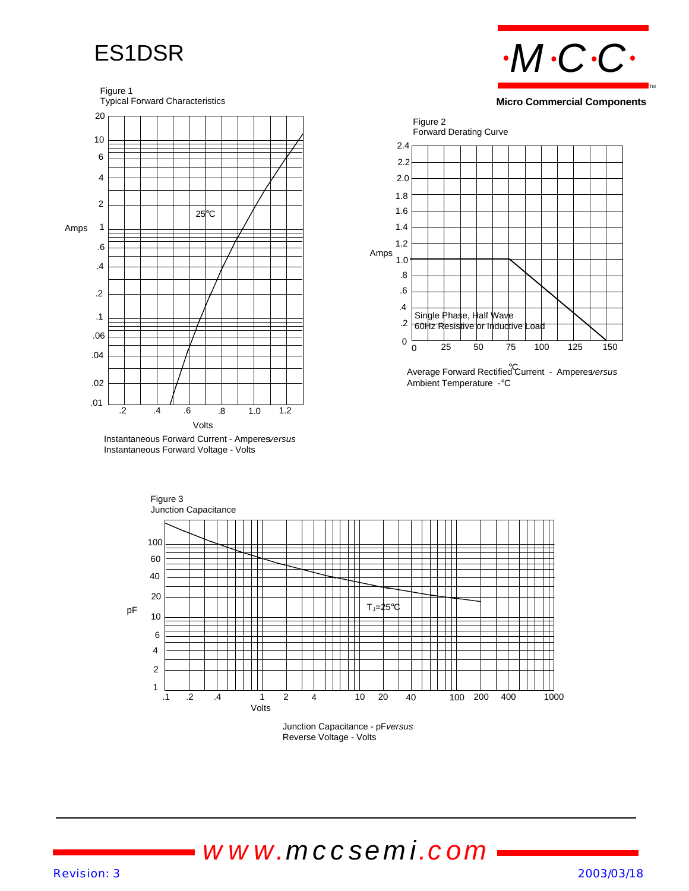# ES1DSR

**Micro Commercial Components**

Figure 1
Typical Forward Characteristics

25°C

Amps

Volts

Instantaneous Forward Current - Amperes *versus*
Instantaneous Forward Voltage - Volts

Figure 2
Forward Derating Curve

Single Phase, Half Wave
60Hz Resistive or Inductive Load

Amps

Average Forward Rectified Current - Amperes *versus*
Ambient Temperature - °C

Figure 3
Junction Capacitance

$T_J$=25°C

pF

Volts

Junction Capacitance - pF *versus*
Reverse Voltage - Volts

*www.mccsemi.com*

Revision: 3

2003/03/18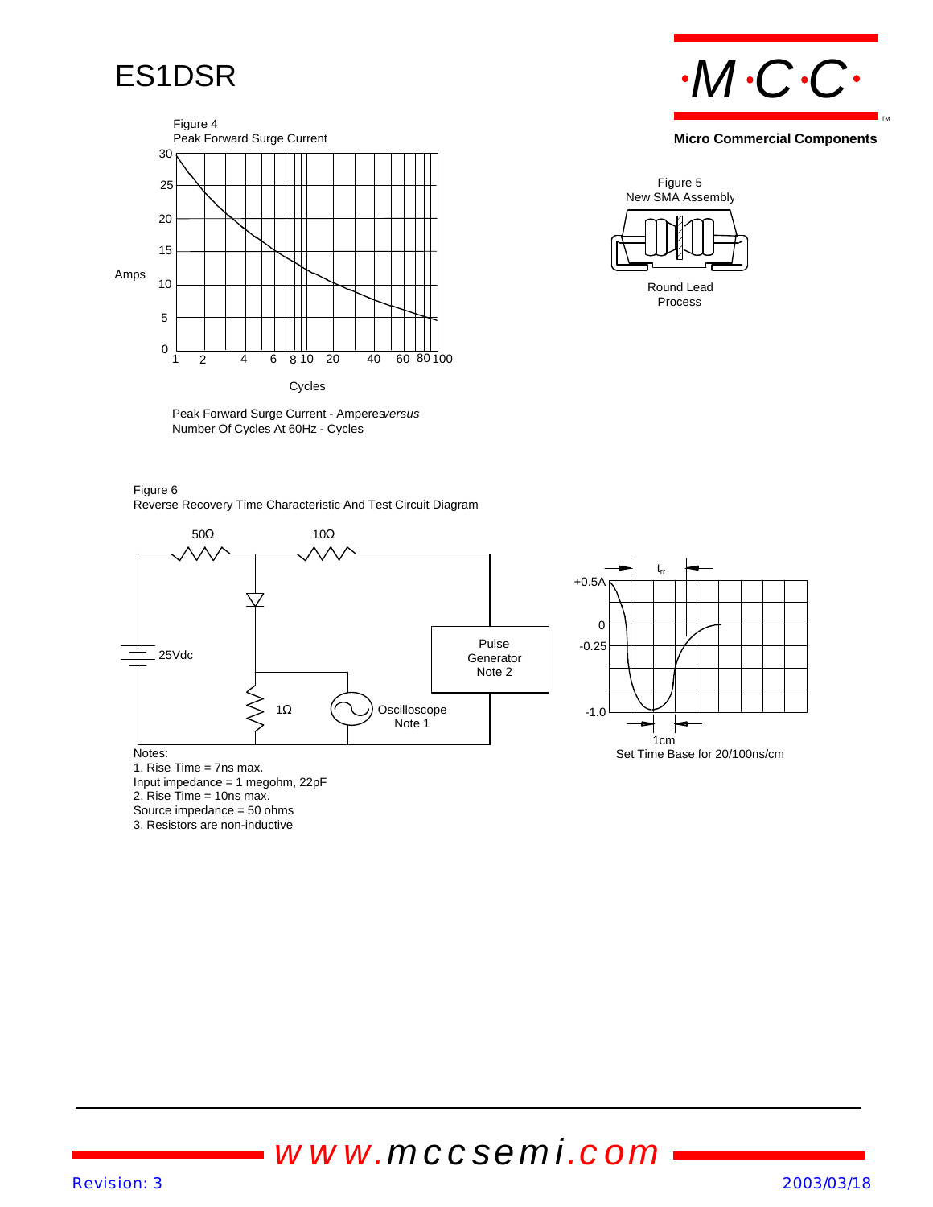# ES1DSR

**Micro Commercial Components**

Figure 4
Peak Forward Surge Current

30
25
20
15
10
5
0

Amps

1 2 4 6 8 10 20 40 60 80 100

Cycles

Peak Forward Surge Current - Amperes *versus*
Number Of Cycles At 60Hz - Cycles

Figure 5
New SMA Assembly

Round Lead
Process

Figure 6
Reverse Recovery Time Characteristic And Test Circuit Diagram

50Ω
10Ω
25Vdc
1Ω
Pulse Generator Note 2
Oscilloscope Note 1

$t_{rr}$
+0.5A
0
-0.25
-1.0
1cm
Set Time Base for 20/100ns/cm

Notes:
1. Rise Time = 7ns max.
Input impedance = 1 megohm, 22pF
2. Rise Time = 10ns max.
Source impedance = 50 ohms
3. Resistors are non-inductive

*www.mccsemi.com*

Revision: 3

2003/03/18